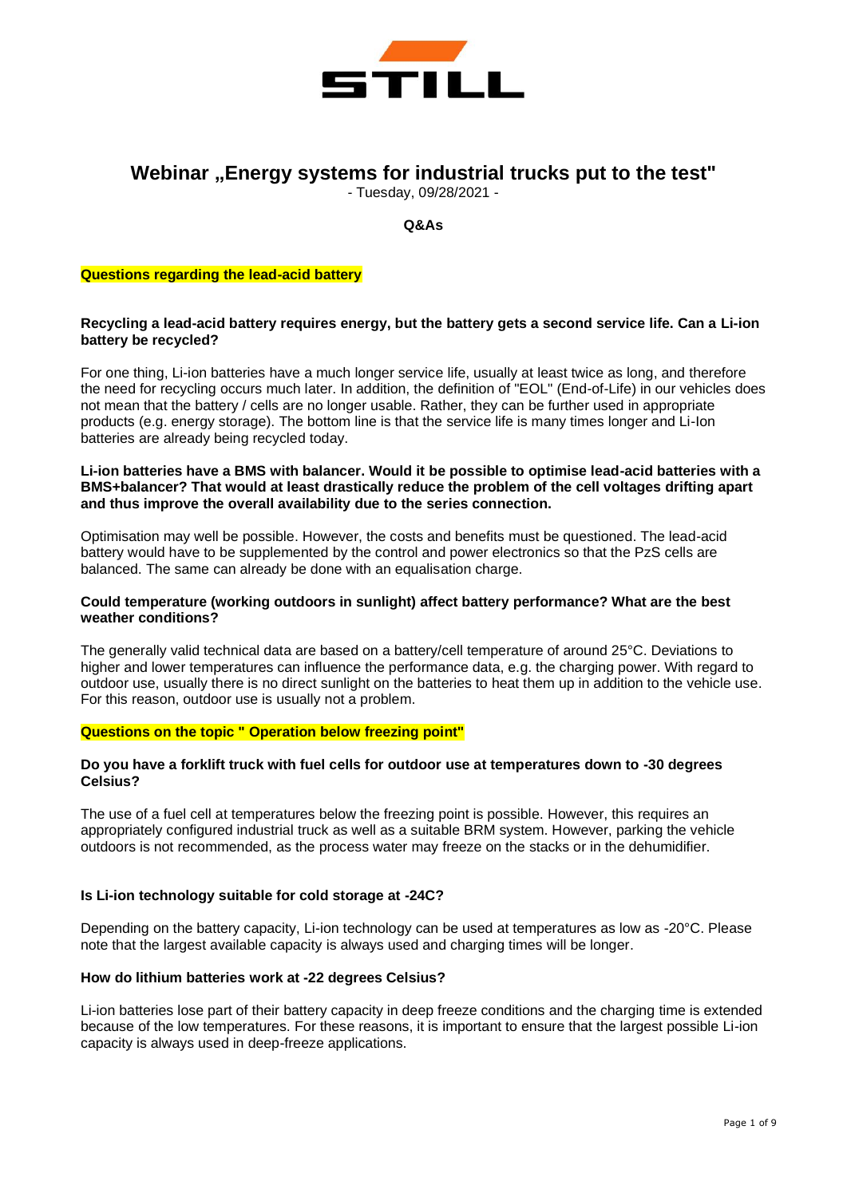STILL

# Webinar „Energy systems for industrial trucks put to the test"

- Tuesday, 09/28/2021 -

**Q&As**

## Questions regarding the lead-acid battery

**Recycling a lead-acid battery requires energy, but the battery gets a second service life. Can a Li-ion battery be recycled?**

For one thing, Li-ion batteries have a much longer service life, usually at least twice as long, and therefore the need for recycling occurs much later. In addition, the definition of "EOL" (End-of-Life) in our vehicles does not mean that the battery / cells are no longer usable. Rather, they can be further used in appropriate products (e.g. energy storage). The bottom line is that the service life is many times longer and Li-Ion batteries are already being recycled today.

**Li-ion batteries have a BMS with balancer. Would it be possible to optimise lead-acid batteries with a BMS+balancer? That would at least drastically reduce the problem of the cell voltages drifting apart and thus improve the overall availability due to the series connection.**

Optimisation may well be possible. However, the costs and benefits must be questioned. The lead-acid battery would have to be supplemented by the control and power electronics so that the PzS cells are balanced. The same can already be done with an equalisation charge.

**Could temperature (working outdoors in sunlight) affect battery performance? What are the best weather conditions?**

The generally valid technical data are based on a battery/cell temperature of around 25°C. Deviations to higher and lower temperatures can influence the performance data, e.g. the charging power. With regard to outdoor use, usually there is no direct sunlight on the batteries to heat them up in addition to the vehicle use. For this reason, outdoor use is usually not a problem.

## Questions on the topic " Operation below freezing point"

**Do you have a forklift truck with fuel cells for outdoor use at temperatures down to -30 degrees Celsius?**

The use of a fuel cell at temperatures below the freezing point is possible. However, this requires an appropriately configured industrial truck as well as a suitable BRM system. However, parking the vehicle outdoors is not recommended, as the process water may freeze on the stacks or in the dehumidifier.

**Is Li-ion technology suitable for cold storage at -24C?**

Depending on the battery capacity, Li-ion technology can be used at temperatures as low as -20°C. Please note that the largest available capacity is always used and charging times will be longer.

**How do lithium batteries work at -22 degrees Celsius?**

Li-ion batteries lose part of their battery capacity in deep freeze conditions and the charging time is extended because of the low temperatures. For these reasons, it is important to ensure that the largest possible Li-ion capacity is always used in deep-freeze applications.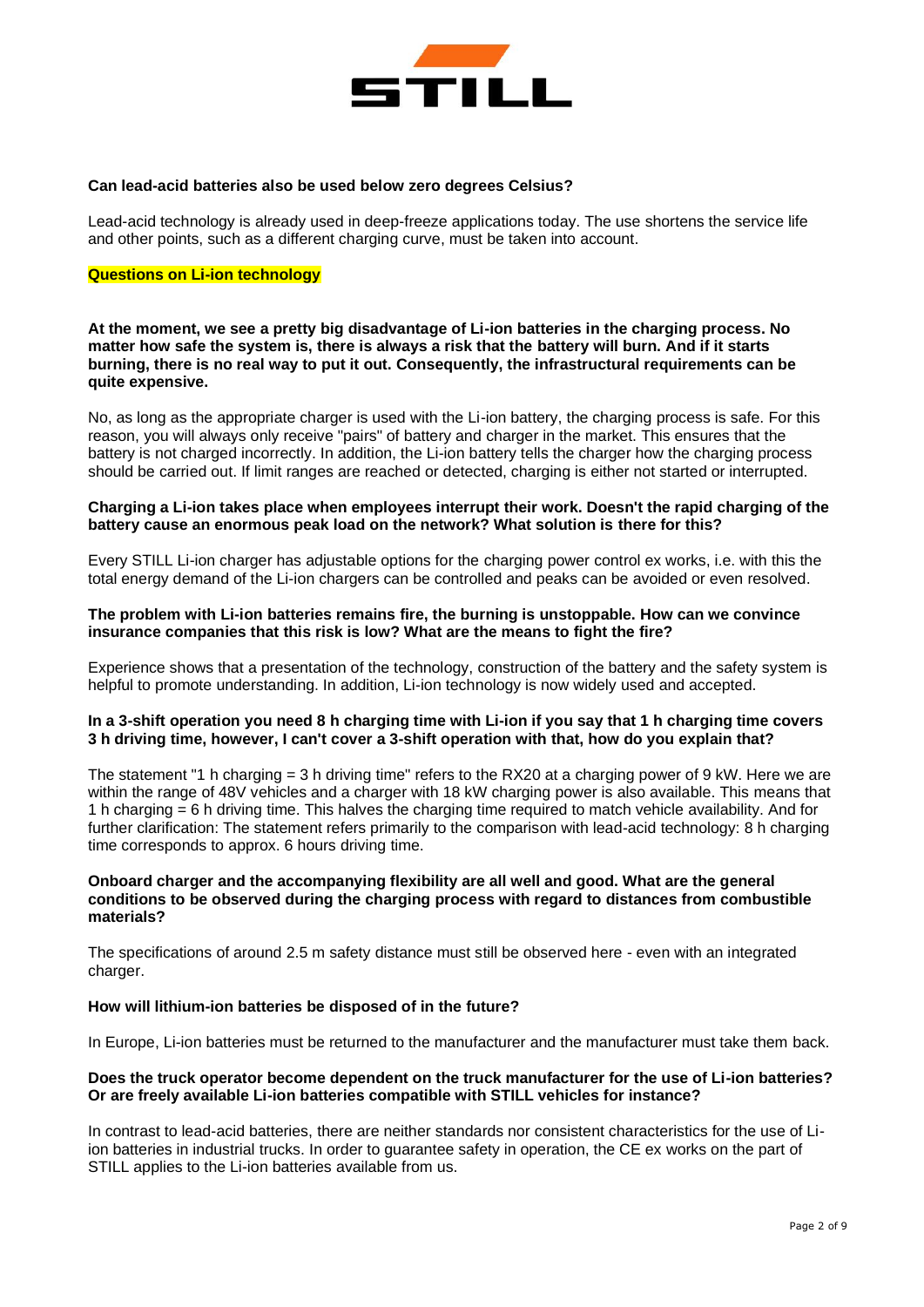**Can lead-acid batteries also be used below zero degrees Celsius?**

Lead-acid technology is already used in deep-freeze applications today. The use shortens the service life and other points, such as a different charging curve, must be taken into account.

## Questions on Li-ion technology

**At the moment, we see a pretty big disadvantage of Li-ion batteries in the charging process. No matter how safe the system is, there is always a risk that the battery will burn. And if it starts burning, there is no real way to put it out. Consequently, the infrastructural requirements can be quite expensive.**

No, as long as the appropriate charger is used with the Li-ion battery, the charging process is safe. For this reason, you will always only receive "pairs" of battery and charger in the market. This ensures that the battery is not charged incorrectly. In addition, the Li-ion battery tells the charger how the charging process should be carried out. If limit ranges are reached or detected, charging is either not started or interrupted.

**Charging a Li-ion takes place when employees interrupt their work. Doesn't the rapid charging of the battery cause an enormous peak load on the network? What solution is there for this?**

Every STILL Li-ion charger has adjustable options for the charging power control ex works, i.e. with this the total energy demand of the Li-ion chargers can be controlled and peaks can be avoided or even resolved.

**The problem with Li-ion batteries remains fire, the burning is unstoppable. How can we convince insurance companies that this risk is low? What are the means to fight the fire?**

Experience shows that a presentation of the technology, construction of the battery and the safety system is helpful to promote understanding. In addition, Li-ion technology is now widely used and accepted.

**In a 3-shift operation you need 8 h charging time with Li-ion if you say that 1 h charging time covers 3 h driving time, however, I can't cover a 3-shift operation with that, how do you explain that?**

The statement "1 h charging = 3 h driving time" refers to the RX20 at a charging power of 9 kW. Here we are within the range of 48V vehicles and a charger with 18 kW charging power is also available. This means that 1 h charging = 6 h driving time. This halves the charging time required to match vehicle availability. And for further clarification: The statement refers primarily to the comparison with lead-acid technology: 8 h charging time corresponds to approx. 6 hours driving time.

**Onboard charger and the accompanying flexibility are all well and good. What are the general conditions to be observed during the charging process with regard to distances from combustible materials?**

The specifications of around 2.5 m safety distance must still be observed here - even with an integrated charger.

**How will lithium-ion batteries be disposed of in the future?**

In Europe, Li-ion batteries must be returned to the manufacturer and the manufacturer must take them back.

**Does the truck operator become dependent on the truck manufacturer for the use of Li-ion batteries? Or are freely available Li-ion batteries compatible with STILL vehicles for instance?**

In contrast to lead-acid batteries, there are neither standards nor consistent characteristics for the use of Li-ion batteries in industrial trucks. In order to guarantee safety in operation, the CE ex works on the part of STILL applies to the Li-ion batteries available from us.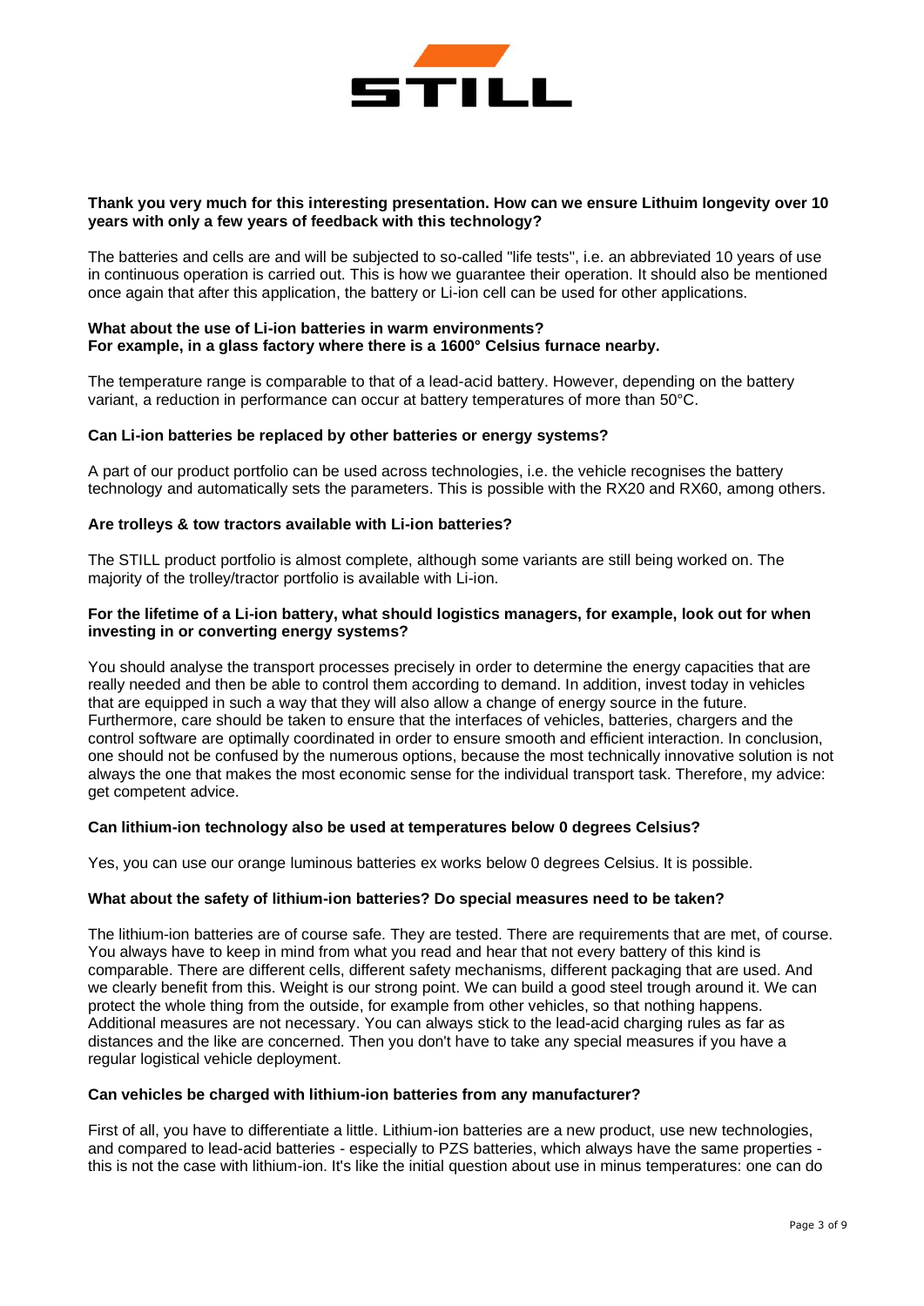**Thank you very much for this interesting presentation. How can we ensure Lithuim longevity over 10 years with only a few years of feedback with this technology?**

The batteries and cells are and will be subjected to so-called "life tests", i.e. an abbreviated 10 years of use in continuous operation is carried out. This is how we guarantee their operation. It should also be mentioned once again that after this application, the battery or Li-ion cell can be used for other applications.

**What about the use of Li-ion batteries in warm environments?**
**For example, in a glass factory where there is a 1600° Celsius furnace nearby.**

The temperature range is comparable to that of a lead-acid battery. However, depending on the battery variant, a reduction in performance can occur at battery temperatures of more than 50°C.

**Can Li-ion batteries be replaced by other batteries or energy systems?**

A part of our product portfolio can be used across technologies, i.e. the vehicle recognises the battery technology and automatically sets the parameters. This is possible with the RX20 and RX60, among others.

**Are trolleys & tow tractors available with Li-ion batteries?**

The STILL product portfolio is almost complete, although some variants are still being worked on. The majority of the trolley/tractor portfolio is available with Li-ion.

**For the lifetime of a Li-ion battery, what should logistics managers, for example, look out for when investing in or converting energy systems?**

You should analyse the transport processes precisely in order to determine the energy capacities that are really needed and then be able to control them according to demand. In addition, invest today in vehicles that are equipped in such a way that they will also allow a change of energy source in the future. Furthermore, care should be taken to ensure that the interfaces of vehicles, batteries, chargers and the control software are optimally coordinated in order to ensure smooth and efficient interaction. In conclusion, one should not be confused by the numerous options, because the most technically innovative solution is not always the one that makes the most economic sense for the individual transport task. Therefore, my advice: get competent advice.

**Can lithium-ion technology also be used at temperatures below 0 degrees Celsius?**

Yes, you can use our orange luminous batteries ex works below 0 degrees Celsius. It is possible.

**What about the safety of lithium-ion batteries? Do special measures need to be taken?**

The lithium-ion batteries are of course safe. They are tested. There are requirements that are met, of course. You always have to keep in mind from what you read and hear that not every battery of this kind is comparable. There are different cells, different safety mechanisms, different packaging that are used. And we clearly benefit from this. Weight is our strong point. We can build a good steel trough around it. We can protect the whole thing from the outside, for example from other vehicles, so that nothing happens. Additional measures are not necessary. You can always stick to the lead-acid charging rules as far as distances and the like are concerned. Then you don't have to take any special measures if you have a regular logistical vehicle deployment.

**Can vehicles be charged with lithium-ion batteries from any manufacturer?**

First of all, you have to differentiate a little. Lithium-ion batteries are a new product, use new technologies, and compared to lead-acid batteries - especially to PZS batteries, which always have the same properties - this is not the case with lithium-ion. It's like the initial question about use in minus temperatures: one can do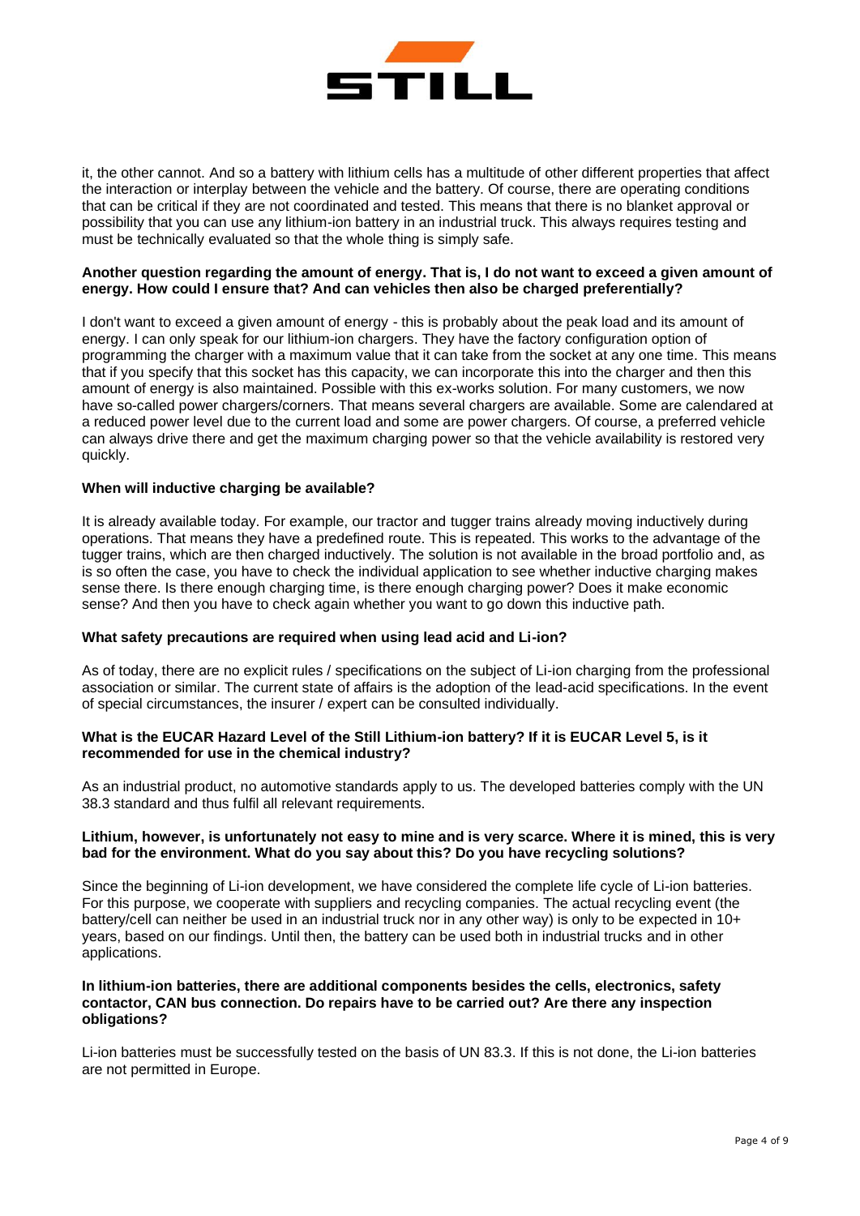it, the other cannot. And so a battery with lithium cells has a multitude of other different properties that affect the interaction or interplay between the vehicle and the battery. Of course, there are operating conditions that can be critical if they are not coordinated and tested. This means that there is no blanket approval or possibility that you can use any lithium-ion battery in an industrial truck. This always requires testing and must be technically evaluated so that the whole thing is simply safe.

**Another question regarding the amount of energy. That is, I do not want to exceed a given amount of energy. How could I ensure that? And can vehicles then also be charged preferentially?**

I don't want to exceed a given amount of energy - this is probably about the peak load and its amount of energy. I can only speak for our lithium-ion chargers. They have the factory configuration option of programming the charger with a maximum value that it can take from the socket at any one time. This means that if you specify that this socket has this capacity, we can incorporate this into the charger and then this amount of energy is also maintained. Possible with this ex-works solution. For many customers, we now have so-called power chargers/corners. That means several chargers are available. Some are calendared at a reduced power level due to the current load and some are power chargers. Of course, a preferred vehicle can always drive there and get the maximum charging power so that the vehicle availability is restored very quickly.

**When will inductive charging be available?**

It is already available today. For example, our tractor and tugger trains already moving inductively during operations. That means they have a predefined route. This is repeated. This works to the advantage of the tugger trains, which are then charged inductively. The solution is not available in the broad portfolio and, as is so often the case, you have to check the individual application to see whether inductive charging makes sense there. Is there enough charging time, is there enough charging power? Does it make economic sense? And then you have to check again whether you want to go down this inductive path.

**What safety precautions are required when using lead acid and Li-ion?**

As of today, there are no explicit rules / specifications on the subject of Li-ion charging from the professional association or similar. The current state of affairs is the adoption of the lead-acid specifications. In the event of special circumstances, the insurer / expert can be consulted individually.

**What is the EUCAR Hazard Level of the Still Lithium-ion battery? If it is EUCAR Level 5, is it recommended for use in the chemical industry?**

As an industrial product, no automotive standards apply to us. The developed batteries comply with the UN 38.3 standard and thus fulfil all relevant requirements.

**Lithium, however, is unfortunately not easy to mine and is very scarce. Where it is mined, this is very bad for the environment. What do you say about this? Do you have recycling solutions?**

Since the beginning of Li-ion development, we have considered the complete life cycle of Li-ion batteries. For this purpose, we cooperate with suppliers and recycling companies. The actual recycling event (the battery/cell can neither be used in an industrial truck nor in any other way) is only to be expected in 10+ years, based on our findings. Until then, the battery can be used both in industrial trucks and in other applications.

**In lithium-ion batteries, there are additional components besides the cells, electronics, safety contactor, CAN bus connection. Do repairs have to be carried out? Are there any inspection obligations?**

Li-ion batteries must be successfully tested on the basis of UN 83.3. If this is not done, the Li-ion batteries are not permitted in Europe.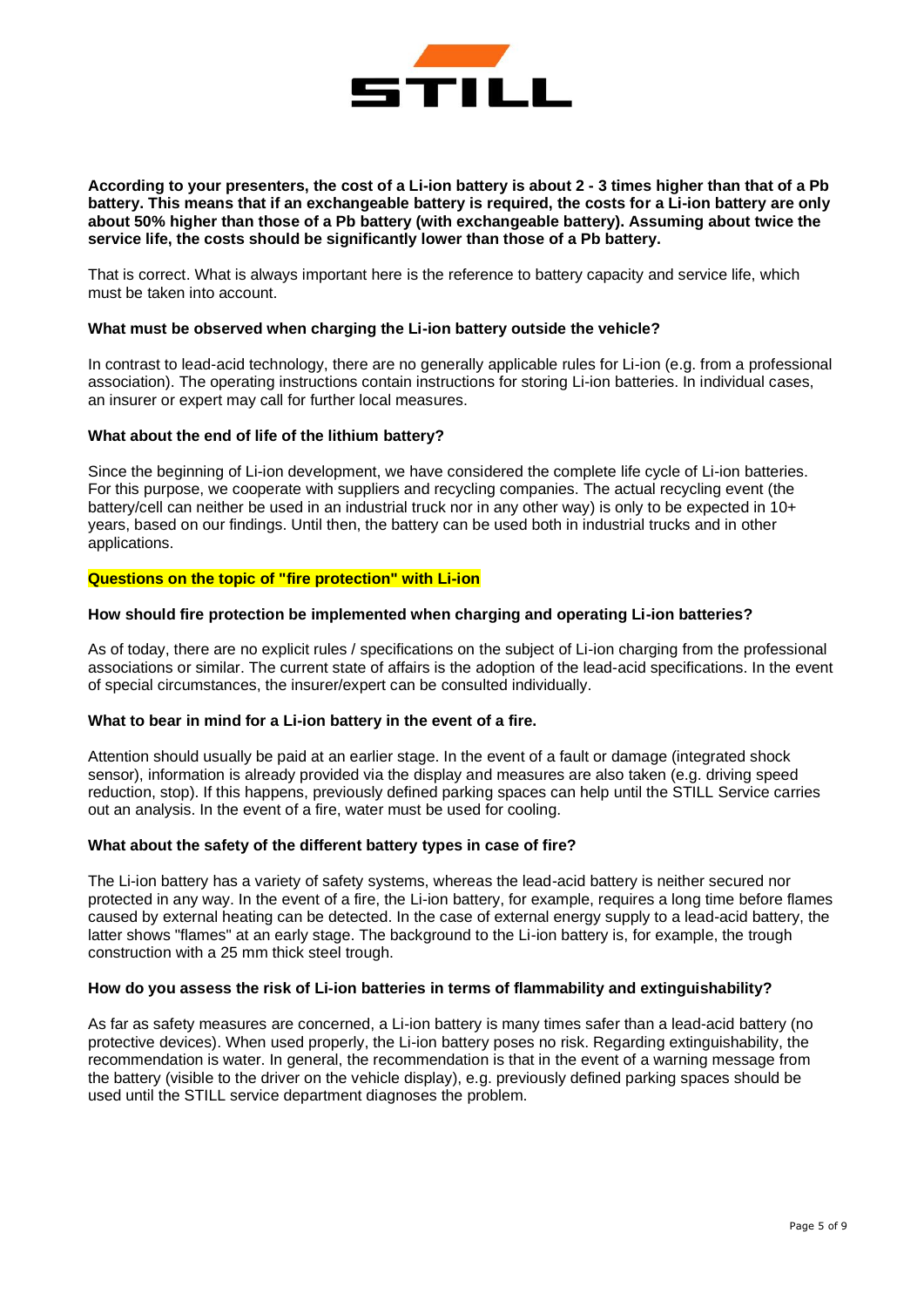**According to your presenters, the cost of a Li-ion battery is about 2 - 3 times higher than that of a Pb battery. This means that if an exchangeable battery is required, the costs for a Li-ion battery are only about 50% higher than those of a Pb battery (with exchangeable battery). Assuming about twice the service life, the costs should be significantly lower than those of a Pb battery.**

That is correct. What is always important here is the reference to battery capacity and service life, which must be taken into account.

**What must be observed when charging the Li-ion battery outside the vehicle?**

In contrast to lead-acid technology, there are no generally applicable rules for Li-ion (e.g. from a professional association). The operating instructions contain instructions for storing Li-ion batteries. In individual cases, an insurer or expert may call for further local measures.

**What about the end of life of the lithium battery?**

Since the beginning of Li-ion development, we have considered the complete life cycle of Li-ion batteries. For this purpose, we cooperate with suppliers and recycling companies. The actual recycling event (the battery/cell can neither be used in an industrial truck nor in any other way) is only to be expected in 10+ years, based on our findings. Until then, the battery can be used both in industrial trucks and in other applications.

**Questions on the topic of "fire protection" with Li-ion**

**How should fire protection be implemented when charging and operating Li-ion batteries?**

As of today, there are no explicit rules / specifications on the subject of Li-ion charging from the professional associations or similar. The current state of affairs is the adoption of the lead-acid specifications. In the event of special circumstances, the insurer/expert can be consulted individually.

**What to bear in mind for a Li-ion battery in the event of a fire.**

Attention should usually be paid at an earlier stage. In the event of a fault or damage (integrated shock sensor), information is already provided via the display and measures are also taken (e.g. driving speed reduction, stop). If this happens, previously defined parking spaces can help until the STILL Service carries out an analysis. In the event of a fire, water must be used for cooling.

**What about the safety of the different battery types in case of fire?**

The Li-ion battery has a variety of safety systems, whereas the lead-acid battery is neither secured nor protected in any way. In the event of a fire, the Li-ion battery, for example, requires a long time before flames caused by external heating can be detected. In the case of external energy supply to a lead-acid battery, the latter shows "flames" at an early stage. The background to the Li-ion battery is, for example, the trough construction with a 25 mm thick steel trough.

**How do you assess the risk of Li-ion batteries in terms of flammability and extinguishability?**

As far as safety measures are concerned, a Li-ion battery is many times safer than a lead-acid battery (no protective devices). When used properly, the Li-ion battery poses no risk. Regarding extinguishability, the recommendation is water. In general, the recommendation is that in the event of a warning message from the battery (visible to the driver on the vehicle display), e.g. previously defined parking spaces should be used until the STILL service department diagnoses the problem.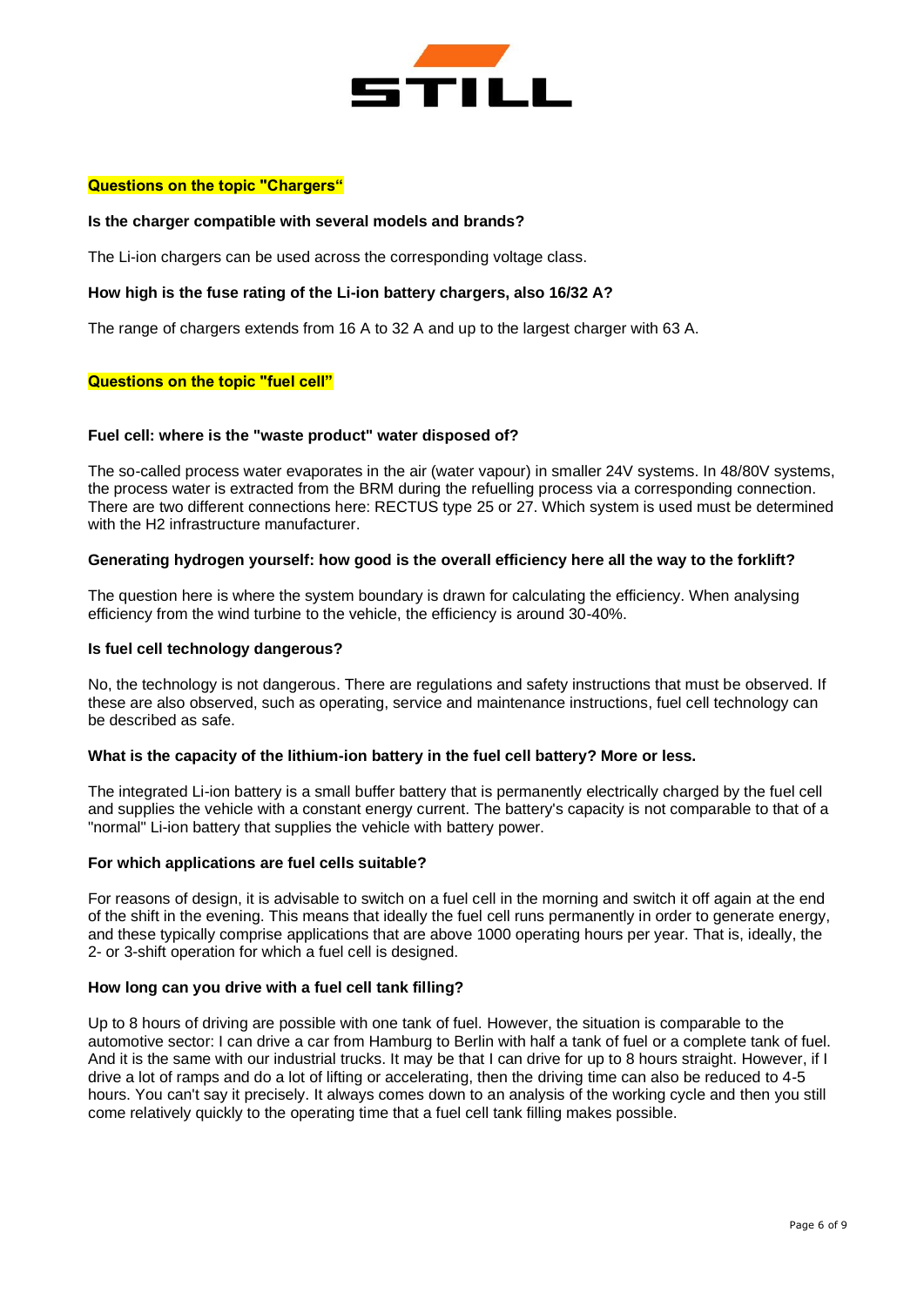## Questions on the topic "Chargers"

**Is the charger compatible with several models and brands?**

The Li-ion chargers can be used across the corresponding voltage class.

**How high is the fuse rating of the Li-ion battery chargers, also 16/32 A?**

The range of chargers extends from 16 A to 32 A and up to the largest charger with 63 A.

## Questions on the topic "fuel cell"

**Fuel cell: where is the "waste product" water disposed of?**

The so-called process water evaporates in the air (water vapour) in smaller 24V systems. In 48/80V systems, the process water is extracted from the BRM during the refuelling process via a corresponding connection. There are two different connections here: RECTUS type 25 or 27. Which system is used must be determined with the H2 infrastructure manufacturer.

**Generating hydrogen yourself: how good is the overall efficiency here all the way to the forklift?**

The question here is where the system boundary is drawn for calculating the efficiency. When analysing efficiency from the wind turbine to the vehicle, the efficiency is around 30-40%.

**Is fuel cell technology dangerous?**

No, the technology is not dangerous. There are regulations and safety instructions that must be observed. If these are also observed, such as operating, service and maintenance instructions, fuel cell technology can be described as safe.

**What is the capacity of the lithium-ion battery in the fuel cell battery? More or less.**

The integrated Li-ion battery is a small buffer battery that is permanently electrically charged by the fuel cell and supplies the vehicle with a constant energy current. The battery's capacity is not comparable to that of a "normal" Li-ion battery that supplies the vehicle with battery power.

**For which applications are fuel cells suitable?**

For reasons of design, it is advisable to switch on a fuel cell in the morning and switch it off again at the end of the shift in the evening. This means that ideally the fuel cell runs permanently in order to generate energy, and these typically comprise applications that are above 1000 operating hours per year. That is, ideally, the 2- or 3-shift operation for which a fuel cell is designed.

**How long can you drive with a fuel cell tank filling?**

Up to 8 hours of driving are possible with one tank of fuel. However, the situation is comparable to the automotive sector: I can drive a car from Hamburg to Berlin with half a tank of fuel or a complete tank of fuel. And it is the same with our industrial trucks. It may be that I can drive for up to 8 hours straight. However, if I drive a lot of ramps and do a lot of lifting or accelerating, then the driving time can also be reduced to 4-5 hours. You can't say it precisely. It always comes down to an analysis of the working cycle and then you still come relatively quickly to the operating time that a fuel cell tank filling makes possible.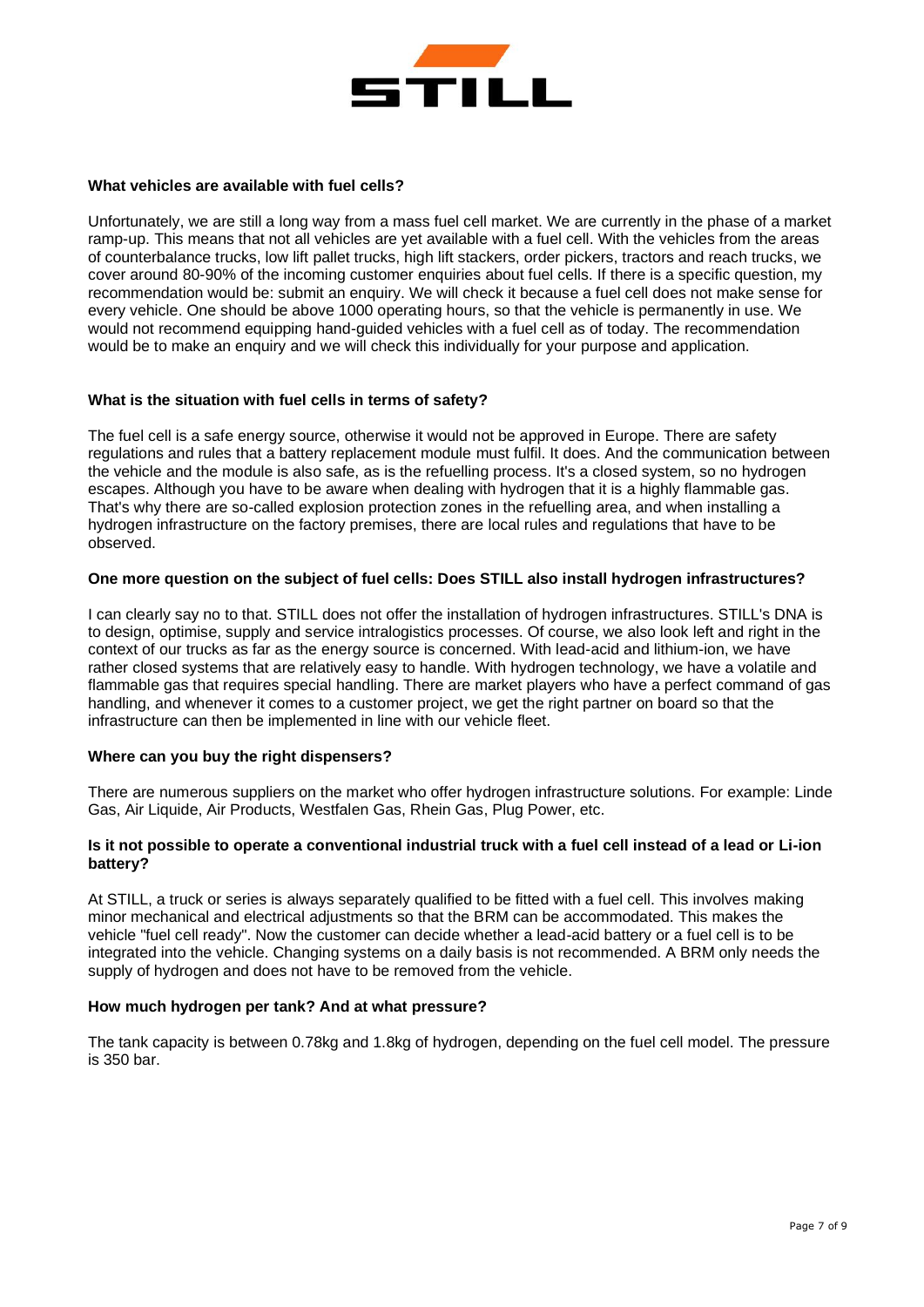**What vehicles are available with fuel cells?**

Unfortunately, we are still a long way from a mass fuel cell market. We are currently in the phase of a market ramp-up. This means that not all vehicles are yet available with a fuel cell. With the vehicles from the areas of counterbalance trucks, low lift pallet trucks, high lift stackers, order pickers, tractors and reach trucks, we cover around 80-90% of the incoming customer enquiries about fuel cells. If there is a specific question, my recommendation would be: submit an enquiry. We will check it because a fuel cell does not make sense for every vehicle. One should be above 1000 operating hours, so that the vehicle is permanently in use. We would not recommend equipping hand-guided vehicles with a fuel cell as of today. The recommendation would be to make an enquiry and we will check this individually for your purpose and application.

**What is the situation with fuel cells in terms of safety?**

The fuel cell is a safe energy source, otherwise it would not be approved in Europe. There are safety regulations and rules that a battery replacement module must fulfil. It does. And the communication between the vehicle and the module is also safe, as is the refuelling process. It's a closed system, so no hydrogen escapes. Although you have to be aware when dealing with hydrogen that it is a highly flammable gas. That's why there are so-called explosion protection zones in the refuelling area, and when installing a hydrogen infrastructure on the factory premises, there are local rules and regulations that have to be observed.

**One more question on the subject of fuel cells: Does STILL also install hydrogen infrastructures?**

I can clearly say no to that. STILL does not offer the installation of hydrogen infrastructures. STILL's DNA is to design, optimise, supply and service intralogistics processes. Of course, we also look left and right in the context of our trucks as far as the energy source is concerned. With lead-acid and lithium-ion, we have rather closed systems that are relatively easy to handle. With hydrogen technology, we have a volatile and flammable gas that requires special handling. There are market players who have a perfect command of gas handling, and whenever it comes to a customer project, we get the right partner on board so that the infrastructure can then be implemented in line with our vehicle fleet.

**Where can you buy the right dispensers?**

There are numerous suppliers on the market who offer hydrogen infrastructure solutions. For example: Linde Gas, Air Liquide, Air Products, Westfalen Gas, Rhein Gas, Plug Power, etc.

**Is it not possible to operate a conventional industrial truck with a fuel cell instead of a lead or Li-ion battery?**

At STILL, a truck or series is always separately qualified to be fitted with a fuel cell. This involves making minor mechanical and electrical adjustments so that the BRM can be accommodated. This makes the vehicle "fuel cell ready". Now the customer can decide whether a lead-acid battery or a fuel cell is to be integrated into the vehicle. Changing systems on a daily basis is not recommended. A BRM only needs the supply of hydrogen and does not have to be removed from the vehicle.

**How much hydrogen per tank? And at what pressure?**

The tank capacity is between 0.78kg and 1.8kg of hydrogen, depending on the fuel cell model. The pressure is 350 bar.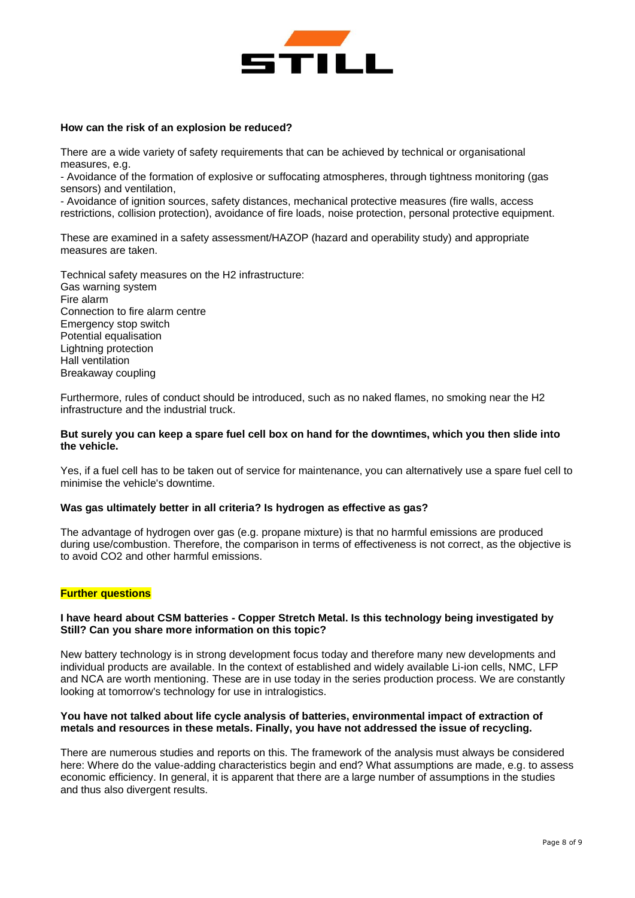**How can the risk of an explosion be reduced?**

There are a wide variety of safety requirements that can be achieved by technical or organisational measures, e.g.

- Avoidance of the formation of explosive or suffocating atmospheres, through tightness monitoring (gas sensors) and ventilation,
- Avoidance of ignition sources, safety distances, mechanical protective measures (fire walls, access restrictions, collision protection), avoidance of fire loads, noise protection, personal protective equipment.

These are examined in a safety assessment/HAZOP (hazard and operability study) and appropriate measures are taken.

Technical safety measures on the H2 infrastructure:
Gas warning system
Fire alarm
Connection to fire alarm centre
Emergency stop switch
Potential equalisation
Lightning protection
Hall ventilation
Breakaway coupling

Furthermore, rules of conduct should be introduced, such as no naked flames, no smoking near the H2 infrastructure and the industrial truck.

**But surely you can keep a spare fuel cell box on hand for the downtimes, which you then slide into the vehicle.**

Yes, if a fuel cell has to be taken out of service for maintenance, you can alternatively use a spare fuel cell to minimise the vehicle's downtime.

**Was gas ultimately better in all criteria? Is hydrogen as effective as gas?**

The advantage of hydrogen over gas (e.g. propane mixture) is that no harmful emissions are produced during use/combustion. Therefore, the comparison in terms of effectiveness is not correct, as the objective is to avoid CO2 and other harmful emissions.

**Further questions**

**I have heard about CSM batteries - Copper Stretch Metal. Is this technology being investigated by Still? Can you share more information on this topic?**

New battery technology is in strong development focus today and therefore many new developments and individual products are available. In the context of established and widely available Li-ion cells, NMC, LFP and NCA are worth mentioning. These are in use today in the series production process. We are constantly looking at tomorrow's technology for use in intralogistics.

**You have not talked about life cycle analysis of batteries, environmental impact of extraction of metals and resources in these metals. Finally, you have not addressed the issue of recycling.**

There are numerous studies and reports on this. The framework of the analysis must always be considered here: Where do the value-adding characteristics begin and end? What assumptions are made, e.g. to assess economic efficiency. In general, it is apparent that there are a large number of assumptions in the studies and thus also divergent results.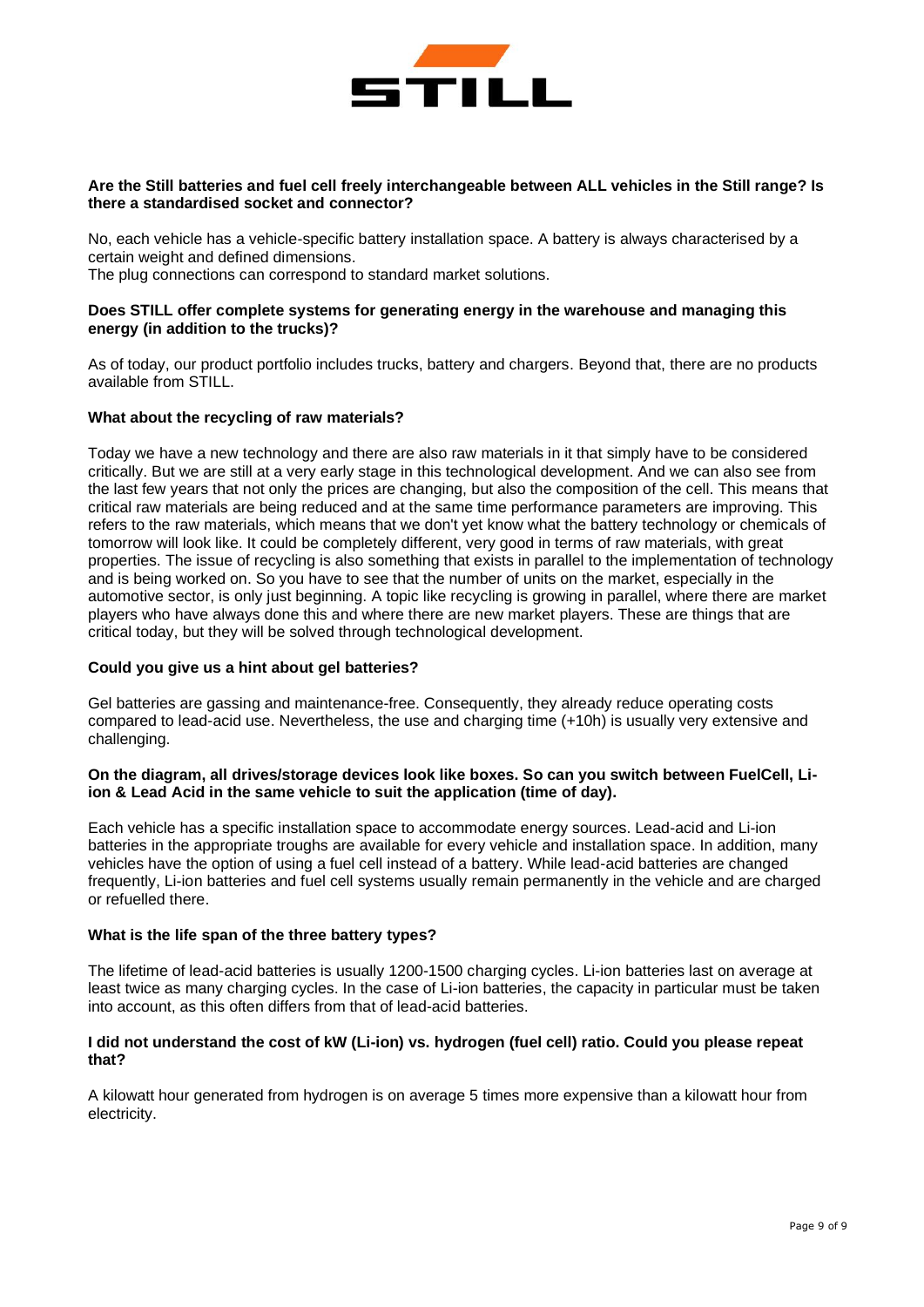**Are the Still batteries and fuel cell freely interchangeable between ALL vehicles in the Still range? Is there a standardised socket and connector?**

No, each vehicle has a vehicle-specific battery installation space. A battery is always characterised by a certain weight and defined dimensions.
The plug connections can correspond to standard market solutions.

**Does STILL offer complete systems for generating energy in the warehouse and managing this energy (in addition to the trucks)?**

As of today, our product portfolio includes trucks, battery and chargers. Beyond that, there are no products available from STILL.

**What about the recycling of raw materials?**

Today we have a new technology and there are also raw materials in it that simply have to be considered critically. But we are still at a very early stage in this technological development. And we can also see from the last few years that not only the prices are changing, but also the composition of the cell. This means that critical raw materials are being reduced and at the same time performance parameters are improving. This refers to the raw materials, which means that we don't yet know what the battery technology or chemicals of tomorrow will look like. It could be completely different, very good in terms of raw materials, with great properties. The issue of recycling is also something that exists in parallel to the implementation of technology and is being worked on. So you have to see that the number of units on the market, especially in the automotive sector, is only just beginning. A topic like recycling is growing in parallel, where there are market players who have always done this and where there are new market players. These are things that are critical today, but they will be solved through technological development.

**Could you give us a hint about gel batteries?**

Gel batteries are gassing and maintenance-free. Consequently, they already reduce operating costs compared to lead-acid use. Nevertheless, the use and charging time (+10h) is usually very extensive and challenging.

**On the diagram, all drives/storage devices look like boxes. So can you switch between FuelCell, Li-ion & Lead Acid in the same vehicle to suit the application (time of day).**

Each vehicle has a specific installation space to accommodate energy sources. Lead-acid and Li-ion batteries in the appropriate troughs are available for every vehicle and installation space. In addition, many vehicles have the option of using a fuel cell instead of a battery. While lead-acid batteries are changed frequently, Li-ion batteries and fuel cell systems usually remain permanently in the vehicle and are charged or refuelled there.

**What is the life span of the three battery types?**

The lifetime of lead-acid batteries is usually 1200-1500 charging cycles. Li-ion batteries last on average at least twice as many charging cycles. In the case of Li-ion batteries, the capacity in particular must be taken into account, as this often differs from that of lead-acid batteries.

**I did not understand the cost of kW (Li-ion) vs. hydrogen (fuel cell) ratio. Could you please repeat that?**

A kilowatt hour generated from hydrogen is on average 5 times more expensive than a kilowatt hour from electricity.